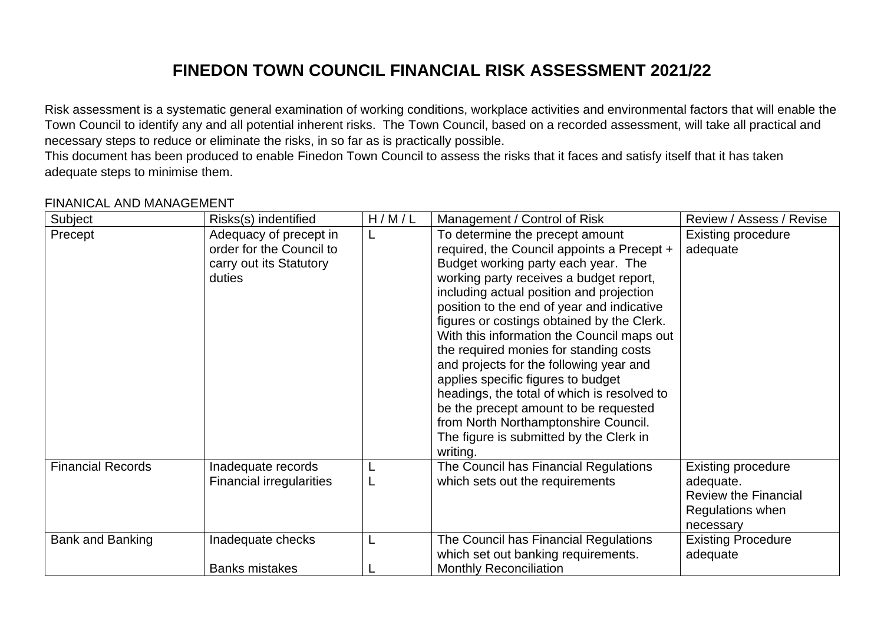# FINEDON TOWN COUNCIL FINANCIAL RISK ASSESSMENT 2021/22

Risk assessment is a systematic general examination of working conditions, workplace activities and environmental factors that will enable the Town Council to identify any and all potential inherent risks. The Town Council, based on a recorded assessment, will take all practical and necessary steps to reduce or eliminate the risks, in so far as is practically possible.

This document has been produced to enable Finedon Town Council to assess the risks that it faces and satisfy itself that it has taken adequate steps to minimise them.

FINANICAL AND MANAGEMENT

| Subject | Risks(s) indentified | H / M / L | Management / Control of Risk | Review / Assess / Revise |
|---|---|---|---|---|
| Precept | Adequacy of precept in order for the Council to carry out its Statutory duties | L | To determine the precept amount required, the Council appoints a Precept + Budget working party each year. The working party receives a budget report, including actual position and projection position to the end of year and indicative figures or costings obtained by the Clerk. With this information the Council maps out the required monies for standing costs and projects for the following year and applies specific figures to budget headings, the total of which is resolved to be the precept amount to be requested from North Northamptonshire Council. The figure is submitted by the Clerk in writing. | Existing procedure adequate |
| Financial Records | Inadequate records<br>Financial irregularities | L<br>L | The Council has Financial Regulations which sets out the requirements | Existing procedure adequate.<br>Review the Financial Regulations when necessary |
| Bank and Banking | Inadequate checks<br><br>Banks mistakes | L<br><br>L | The Council has Financial Regulations which set out banking requirements.<br>Monthly Reconciliation | Existing Procedure adequate |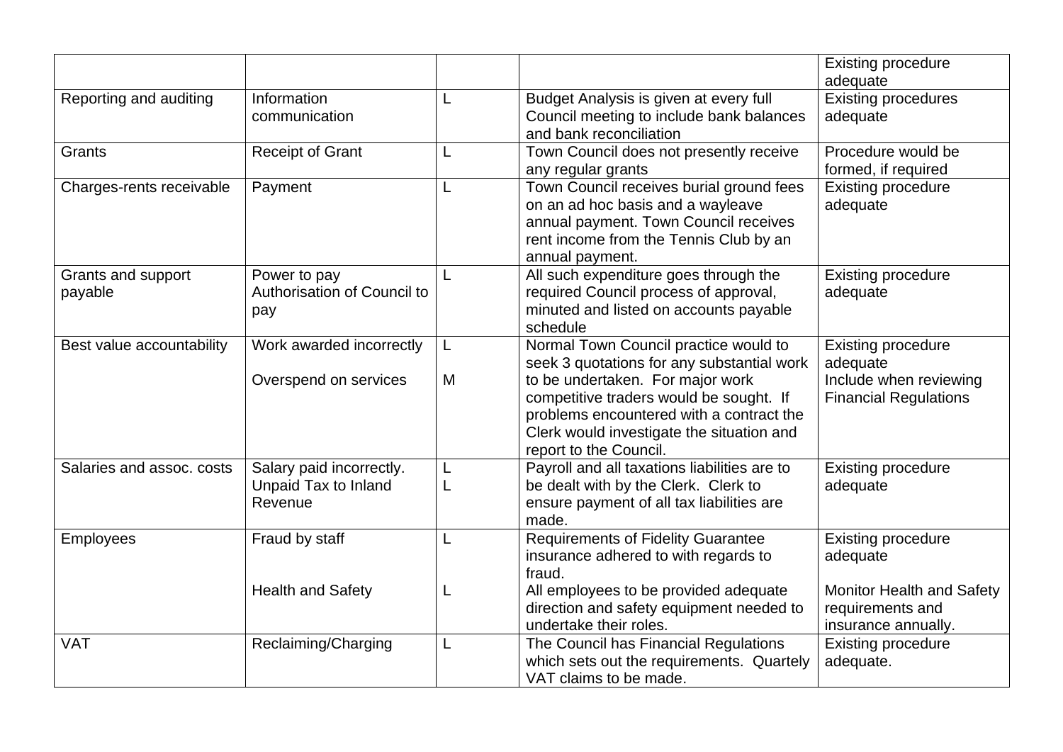| | | | | |
|---|---|---|---|---|
| | | | | Existing procedure adequate |
| Reporting and auditing | Information communication | L | Budget Analysis is given at every full Council meeting to include bank balances and bank reconciliation | Existing procedures adequate |
| Grants | Receipt of Grant | L | Town Council does not presently receive any regular grants | Procedure would be formed, if required |
| Charges-rents receivable | Payment | L | Town Council receives burial ground fees on an ad hoc basis and a wayleave annual payment. Town Council receives rent income from the Tennis Club by an annual payment. | Existing procedure adequate |
| Grants and support payable | Power to pay Authorisation of Council to pay | L | All such expenditure goes through the required Council process of approval, minuted and listed on accounts payable schedule | Existing procedure adequate |
| Best value accountability | Work awarded incorrectly<br><br>Overspend on services | L<br><br>M | Normal Town Council practice would to seek 3 quotations for any substantial work to be undertaken. For major work competitive traders would be sought. If problems encountered with a contract the Clerk would investigate the situation and report to the Council. | Existing procedure adequate<br>Include when reviewing Financial Regulations |
| Salaries and assoc. costs | Salary paid incorrectly.<br>Unpaid Tax to Inland Revenue | L<br>L | Payroll and all taxations liabilities are to be dealt with by the Clerk. Clerk to ensure payment of all tax liabilities are made. | Existing procedure adequate |
| Employees | Fraud by staff<br><br>Health and Safety | L<br><br>L | Requirements of Fidelity Guarantee insurance adhered to with regards to fraud.<br>All employees to be provided adequate direction and safety equipment needed to undertake their roles. | Existing procedure adequate<br><br>Monitor Health and Safety requirements and insurance annually. |
| VAT | Reclaiming/Charging | L | The Council has Financial Regulations which sets out the requirements. Quartely VAT claims to be made. | Existing procedure adequate. |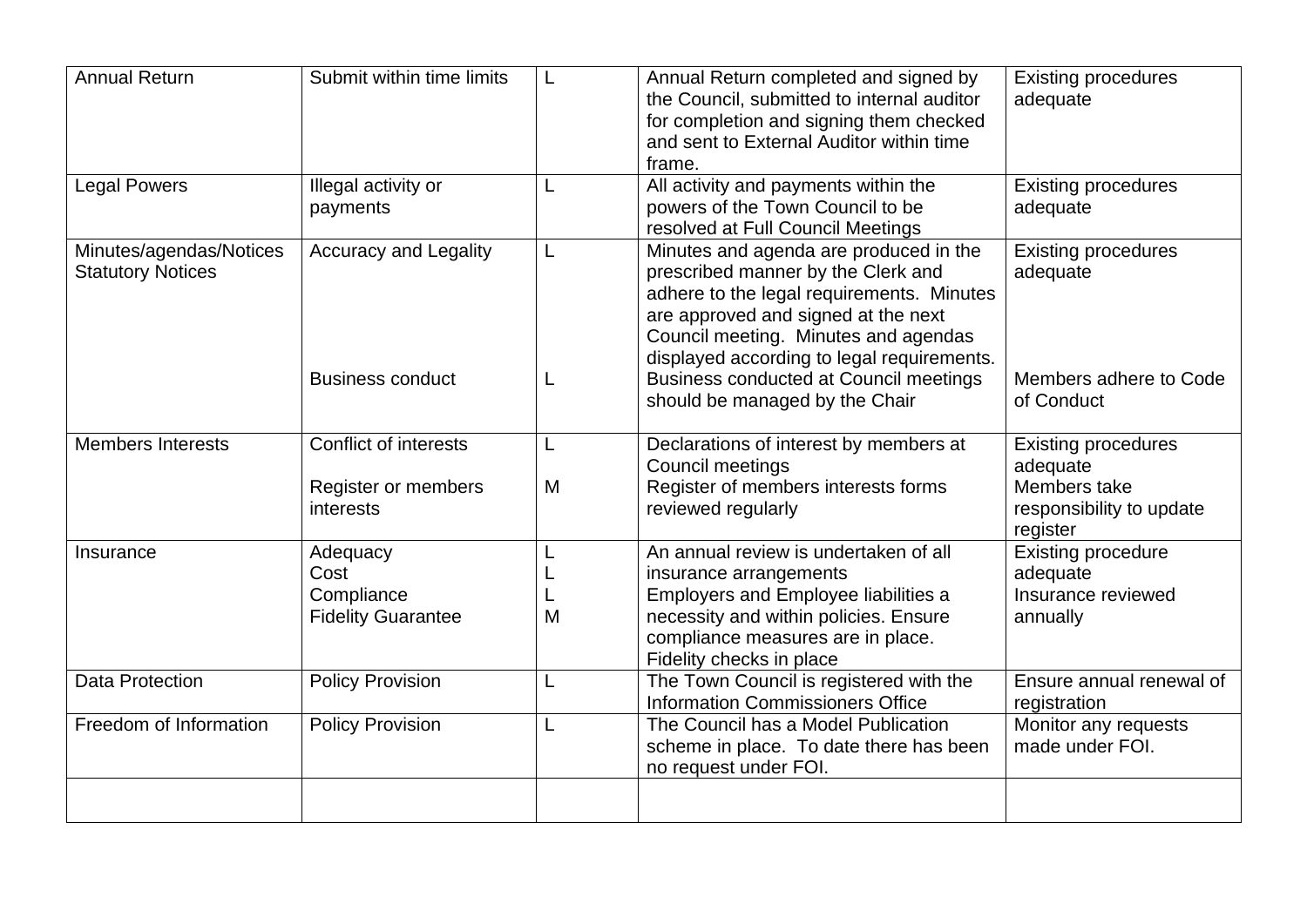| Annual Return | Submit within time limits | L | Annual Return completed and signed by the Council, submitted to internal auditor for completion and signing them checked and sent to External Auditor within time frame. | Existing procedures adequate |
|---|---|---|---|---|
| Legal Powers | Illegal activity or payments | L | All activity and payments within the powers of the Town Council to be resolved at Full Council Meetings | Existing procedures adequate |
| Minutes/agendas/Notices Statutory Notices | Accuracy and Legality<br><br>Business conduct | L<br><br>L | Minutes and agenda are produced in the prescribed manner by the Clerk and adhere to the legal requirements. Minutes are approved and signed at the next Council meeting. Minutes and agendas displayed according to legal requirements.<br>Business conducted at Council meetings should be managed by the Chair | Existing procedures adequate<br><br>Members adhere to Code of Conduct |
| Members Interests | Conflict of interests<br><br>Register or members interests | L<br><br>M | Declarations of interest by members at Council meetings<br>Register of members interests forms reviewed regularly | Existing procedures adequate<br>Members take responsibility to update register |
| Insurance | Adequacy<br>Cost<br>Compliance<br>Fidelity Guarantee | L<br>L<br>L<br>M | An annual review is undertaken of all insurance arrangements<br>Employers and Employee liabilities a necessity and within policies. Ensure compliance measures are in place.<br>Fidelity checks in place | Existing procedure adequate<br>Insurance reviewed annually |
| Data Protection | Policy Provision | L | The Town Council is registered with the Information Commissioners Office | Ensure annual renewal of registration |
| Freedom of Information | Policy Provision | L | The Council has a Model Publication scheme in place. To date there has been no request under FOI. | Monitor any requests made under FOI. |
| | | | | |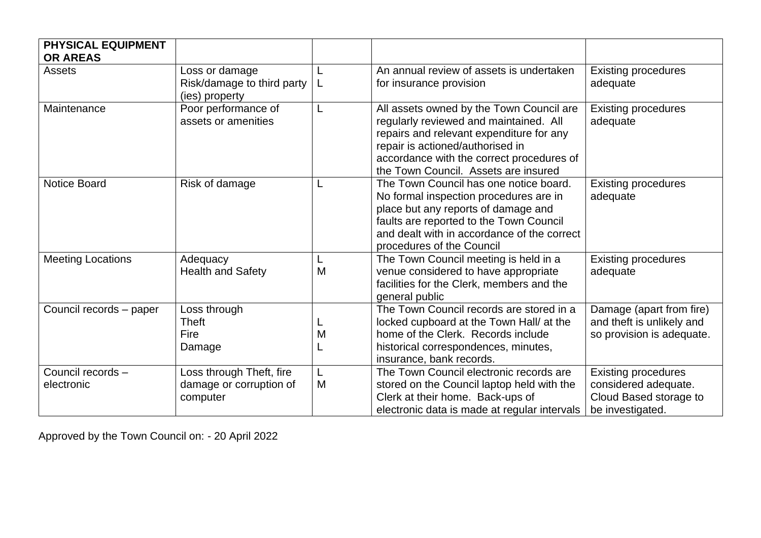| **PHYSICAL EQUIPMENT OR AREAS** | | | | |
|---|---|---|---|---|
| Assets | Loss or damage<br>Risk/damage to third party (ies) property | L<br>L | An annual review of assets is undertaken for insurance provision | Existing procedures adequate |
| Maintenance | Poor performance of assets or amenities | L | All assets owned by the Town Council are regularly reviewed and maintained. All repairs and relevant expenditure for any repair is actioned/authorised in accordance with the correct procedures of the Town Council. Assets are insured | Existing procedures adequate |
| Notice Board | Risk of damage | L | The Town Council has one notice board. No formal inspection procedures are in place but any reports of damage and faults are reported to the Town Council and dealt with in accordance of the correct procedures of the Council | Existing procedures adequate |
| Meeting Locations | Adequacy<br>Health and Safety | L<br>M | The Town Council meeting is held in a venue considered to have appropriate facilities for the Clerk, members and the general public | Existing procedures adequate |
| Council records – paper | Loss through<br>Theft<br>Fire<br>Damage | <br>L<br>M<br>L | The Town Council records are stored in a locked cupboard at the Town Hall/ at the home of the Clerk. Records include historical correspondences, minutes, insurance, bank records. | Damage (apart from fire) and theft is unlikely and so provision is adequate. |
| Council records – electronic | Loss through Theft, fire damage or corruption of computer | L<br>M | The Town Council electronic records are stored on the Council laptop held with the Clerk at their home. Back-ups of electronic data is made at regular intervals | Existing procedures considered adequate. Cloud Based storage to be investigated. |

Approved by the Town Council on: - 20 April 2022